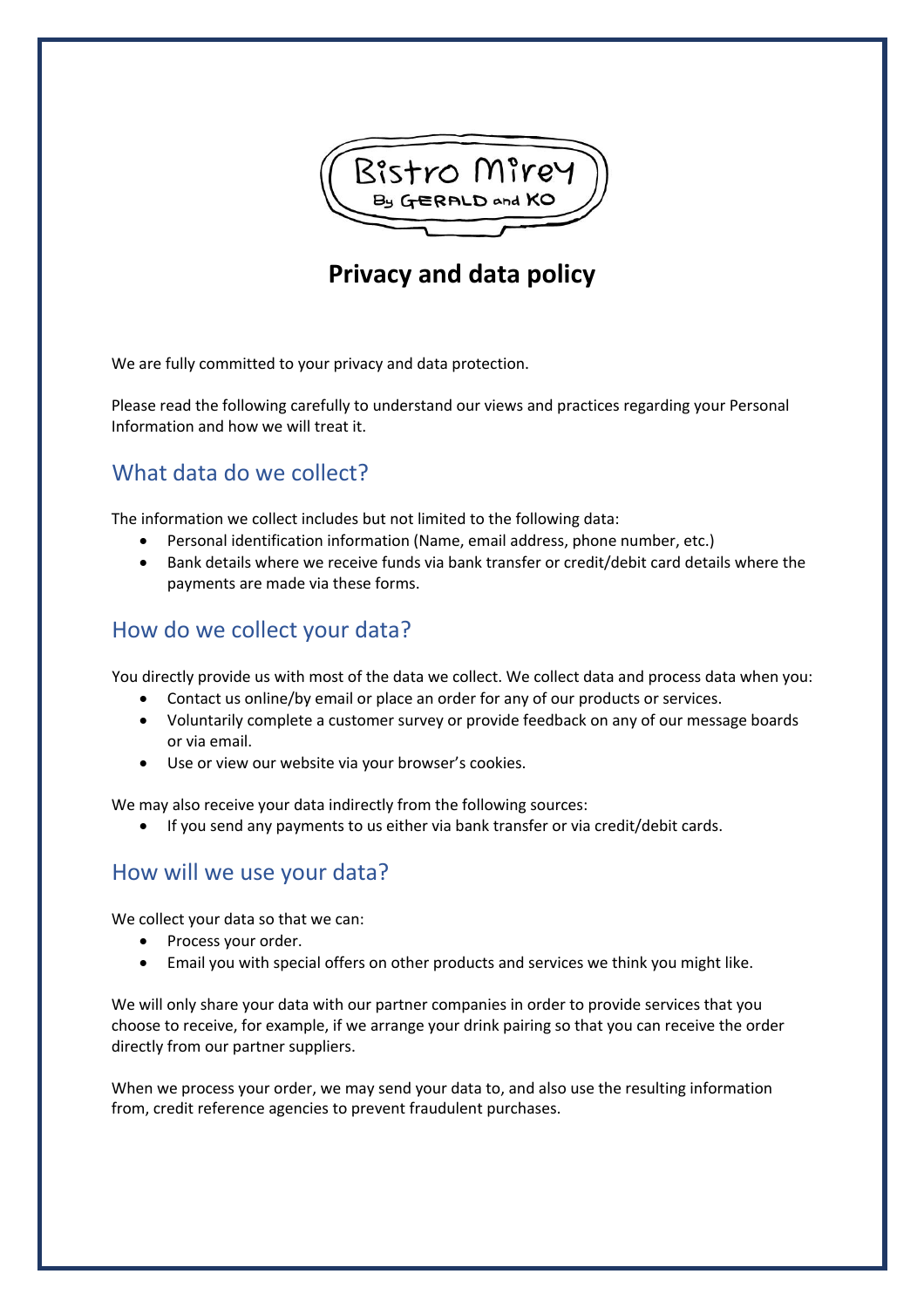Bistro Mirey
By GERALD and KO

# Privacy and data policy

We are fully committed to your privacy and data protection.

Please read the following carefully to understand our views and practices regarding your Personal Information and how we will treat it.

## What data do we collect?

The information we collect includes but not limited to the following data:

- Personal identification information (Name, email address, phone number, etc.)
- Bank details where we receive funds via bank transfer or credit/debit card details where the payments are made via these forms.

## How do we collect your data?

You directly provide us with most of the data we collect. We collect data and process data when you:

- Contact us online/by email or place an order for any of our products or services.
- Voluntarily complete a customer survey or provide feedback on any of our message boards or via email.
- Use or view our website via your browser's cookies.

We may also receive your data indirectly from the following sources:

- If you send any payments to us either via bank transfer or via credit/debit cards.

## How will we use your data?

We collect your data so that we can:

- Process your order.
- Email you with special offers on other products and services we think you might like.

We will only share your data with our partner companies in order to provide services that you choose to receive, for example, if we arrange your drink pairing so that you can receive the order directly from our partner suppliers.

When we process your order, we may send your data to, and also use the resulting information from, credit reference agencies to prevent fraudulent purchases.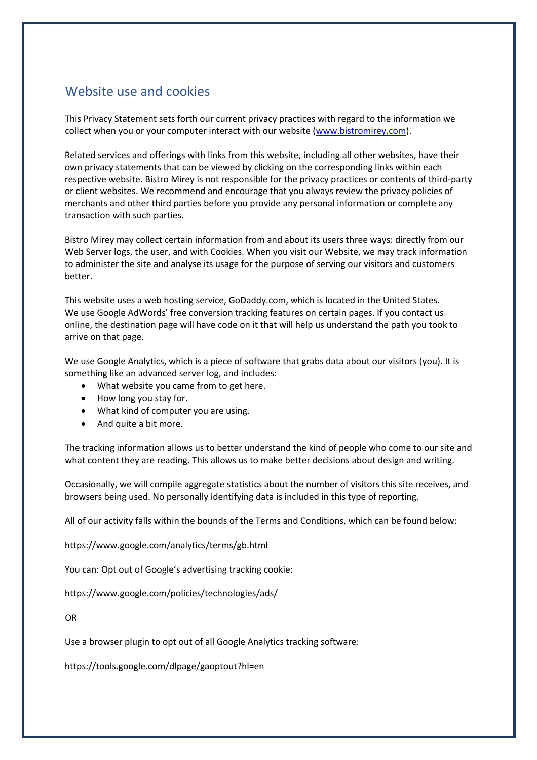## Website use and cookies

This Privacy Statement sets forth our current privacy practices with regard to the information we collect when you or your computer interact with our website ([www.bistromirey.com](www.bistromirey.com)).

Related services and offerings with links from this website, including all other websites, have their own privacy statements that can be viewed by clicking on the corresponding links within each respective website. Bistro Mirey is not responsible for the privacy practices or contents of third-party or client websites. We recommend and encourage that you always review the privacy policies of merchants and other third parties before you provide any personal information or complete any transaction with such parties.

Bistro Mirey may collect certain information from and about its users three ways: directly from our Web Server logs, the user, and with Cookies. When you visit our Website, we may track information to administer the site and analyse its usage for the purpose of serving our visitors and customers better.

This website uses a web hosting service, GoDaddy.com, which is located in the United States. We use Google AdWords' free conversion tracking features on certain pages. If you contact us online, the destination page will have code on it that will help us understand the path you took to arrive on that page.

We use Google Analytics, which is a piece of software that grabs data about our visitors (you). It is something like an advanced server log, and includes:

- What website you came from to get here.
- How long you stay for.
- What kind of computer you are using.
- And quite a bit more.

The tracking information allows us to better understand the kind of people who come to our site and what content they are reading. This allows us to make better decisions about design and writing.

Occasionally, we will compile aggregate statistics about the number of visitors this site receives, and browsers being used. No personally identifying data is included in this type of reporting.

All of our activity falls within the bounds of the Terms and Conditions, which can be found below:

https://www.google.com/analytics/terms/gb.html

You can: Opt out of Google's advertising tracking cookie:

https://www.google.com/policies/technologies/ads/

OR

Use a browser plugin to opt out of all Google Analytics tracking software:

https://tools.google.com/dlpage/gaoptout?hl=en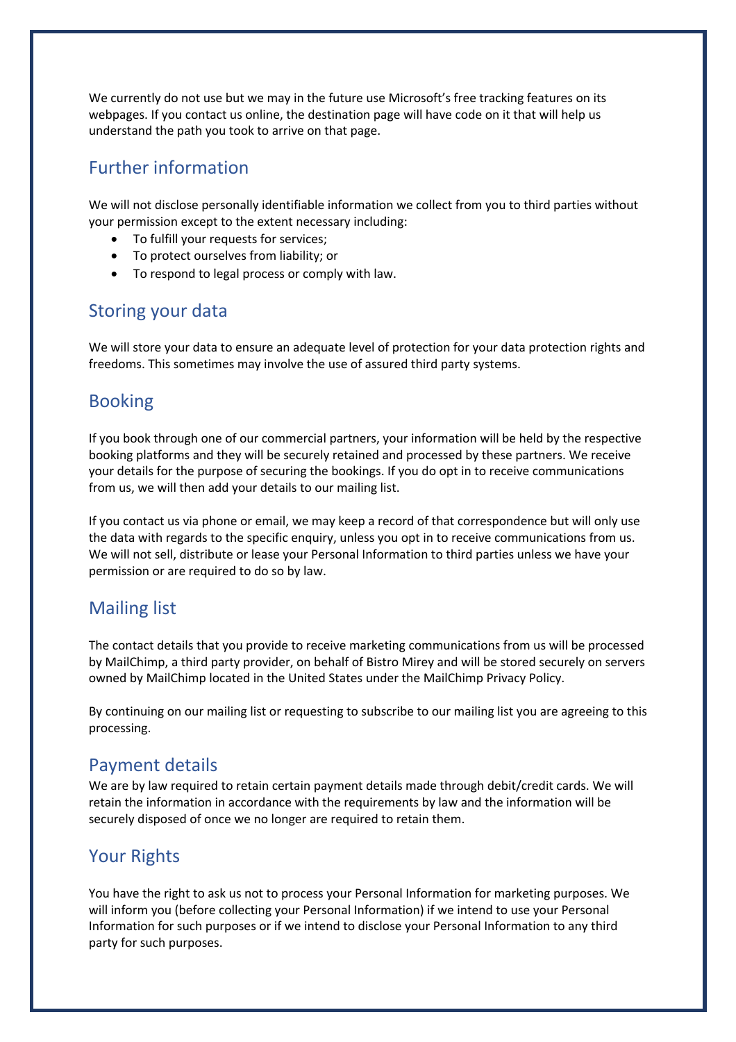We currently do not use but we may in the future use Microsoft's free tracking features on its webpages. If you contact us online, the destination page will have code on it that will help us understand the path you took to arrive on that page.

## Further information

We will not disclose personally identifiable information we collect from you to third parties without your permission except to the extent necessary including:

- To fulfill your requests for services;
- To protect ourselves from liability; or
- To respond to legal process or comply with law.

## Storing your data

We will store your data to ensure an adequate level of protection for your data protection rights and freedoms. This sometimes may involve the use of assured third party systems.

## Booking

If you book through one of our commercial partners, your information will be held by the respective booking platforms and they will be securely retained and processed by these partners. We receive your details for the purpose of securing the bookings. If you do opt in to receive communications from us, we will then add your details to our mailing list.

If you contact us via phone or email, we may keep a record of that correspondence but will only use the data with regards to the specific enquiry, unless you opt in to receive communications from us. We will not sell, distribute or lease your Personal Information to third parties unless we have your permission or are required to do so by law.

## Mailing list

The contact details that you provide to receive marketing communications from us will be processed by MailChimp, a third party provider, on behalf of Bistro Mirey and will be stored securely on servers owned by MailChimp located in the United States under the MailChimp Privacy Policy.

By continuing on our mailing list or requesting to subscribe to our mailing list you are agreeing to this processing.

## Payment details

We are by law required to retain certain payment details made through debit/credit cards. We will retain the information in accordance with the requirements by law and the information will be securely disposed of once we no longer are required to retain them.

## Your Rights

You have the right to ask us not to process your Personal Information for marketing purposes. We will inform you (before collecting your Personal Information) if we intend to use your Personal Information for such purposes or if we intend to disclose your Personal Information to any third party for such purposes.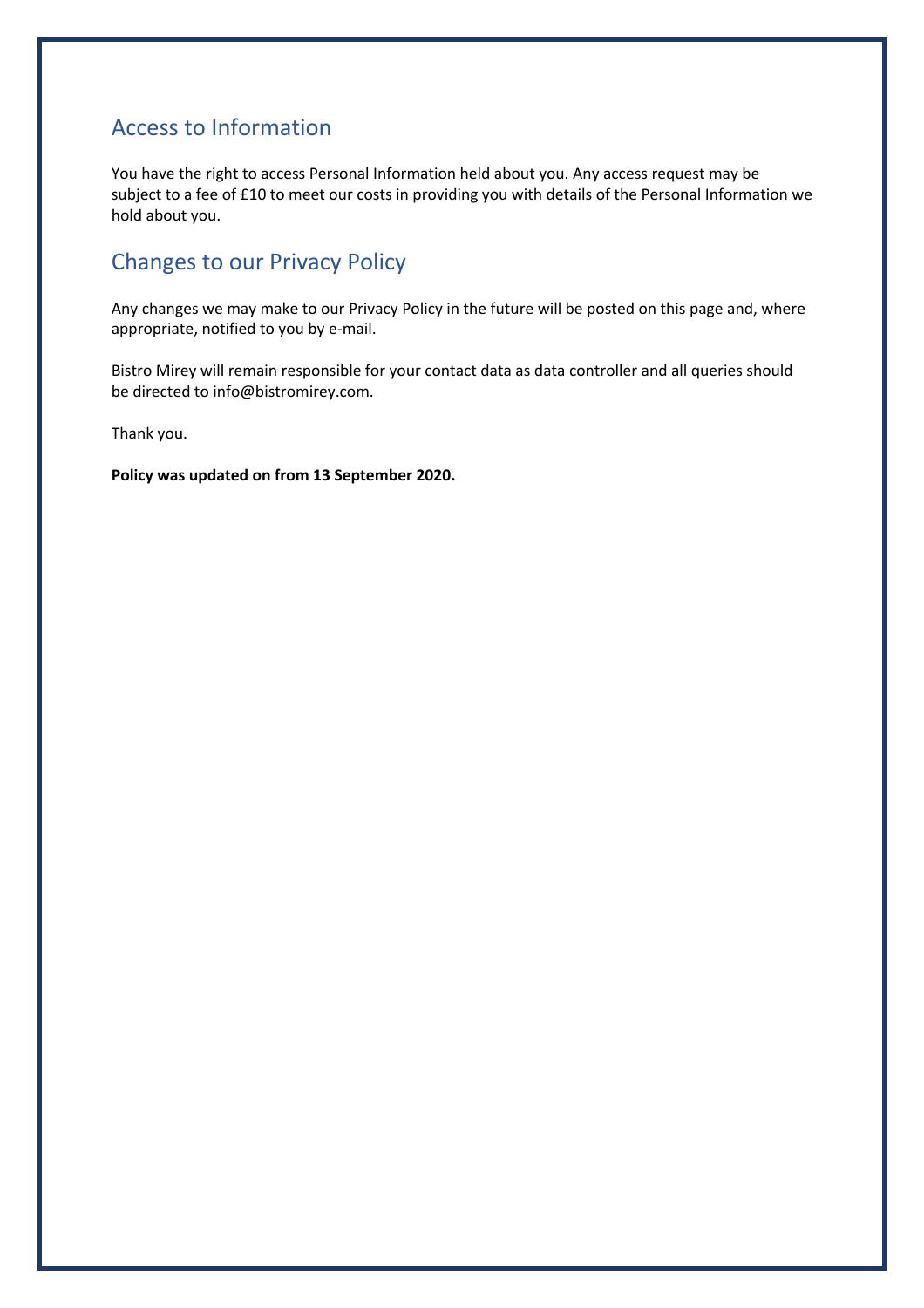## Access to Information

You have the right to access Personal Information held about you. Any access request may be subject to a fee of £10 to meet our costs in providing you with details of the Personal Information we hold about you.

## Changes to our Privacy Policy

Any changes we may make to our Privacy Policy in the future will be posted on this page and, where appropriate, notified to you by e-mail.

Bistro Mirey will remain responsible for your contact data as data controller and all queries should be directed to info@bistromirey.com.

Thank you.

**Policy was updated on from 13 September 2020.**